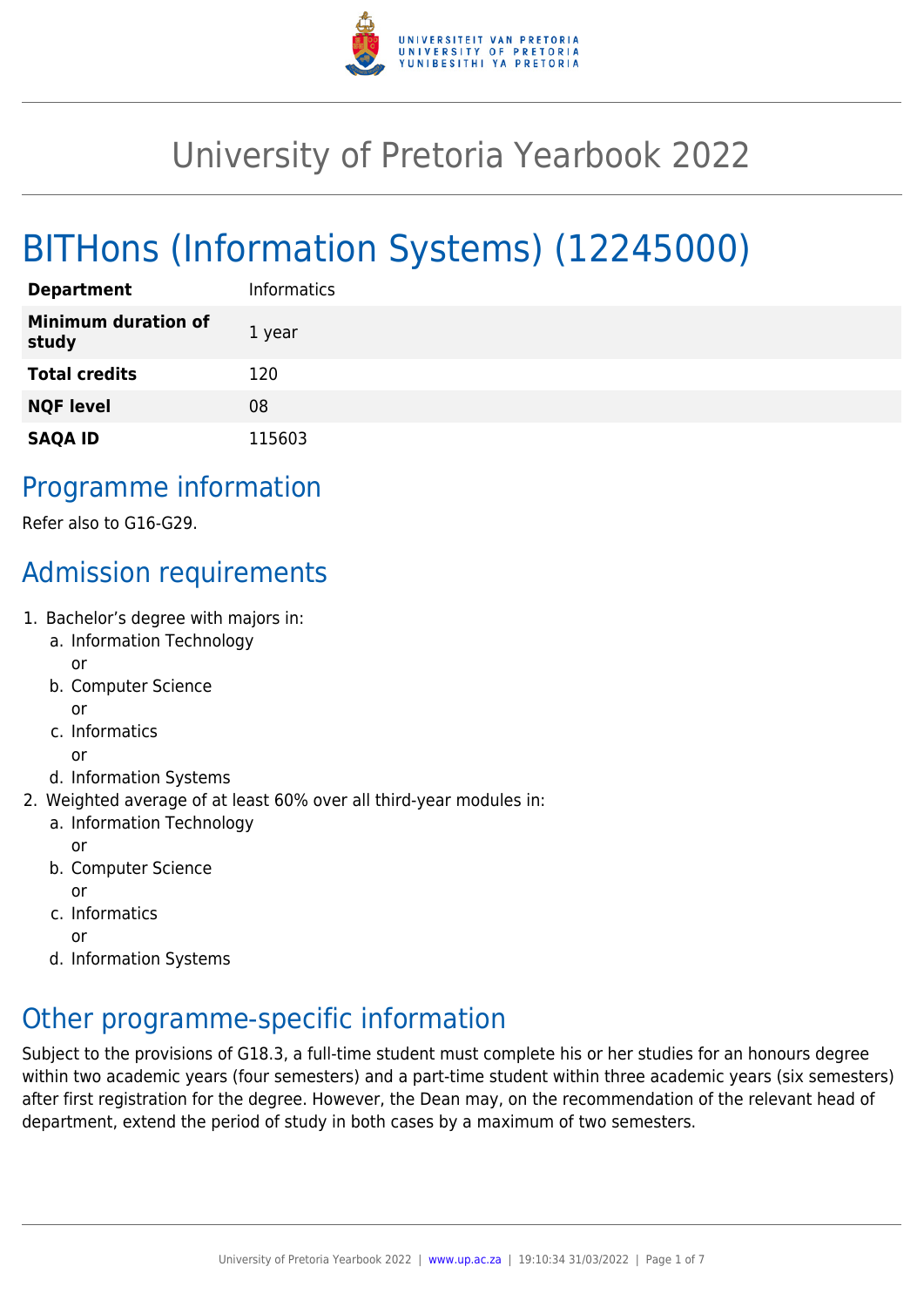# University of Pretoria Yearbook 2022

## BITHons (Information Systems) (12245000)

| | |
|---|---|
| **Department** | Informatics |
| **Minimum duration of study** | 1 year |
| **Total credits** | 120 |
| **NQF level** | 08 |
| **SAQA ID** | 115603 |

## Programme information

Refer also to G16-G29.

## Admission requirements

1. Bachelor's degree with majors in:
   a. Information Technology
      or
   b. Computer Science
      or
   c. Informatics
      or
   d. Information Systems
2. Weighted average of at least 60% over all third-year modules in:
   a. Information Technology
      or
   b. Computer Science
      or
   c. Informatics
      or
   d. Information Systems

## Other programme-specific information

Subject to the provisions of G18.3, a full-time student must complete his or her studies for an honours degree within two academic years (four semesters) and a part-time student within three academic years (six semesters) after first registration for the degree. However, the Dean may, on the recommendation of the relevant head of department, extend the period of study in both cases by a maximum of two semesters.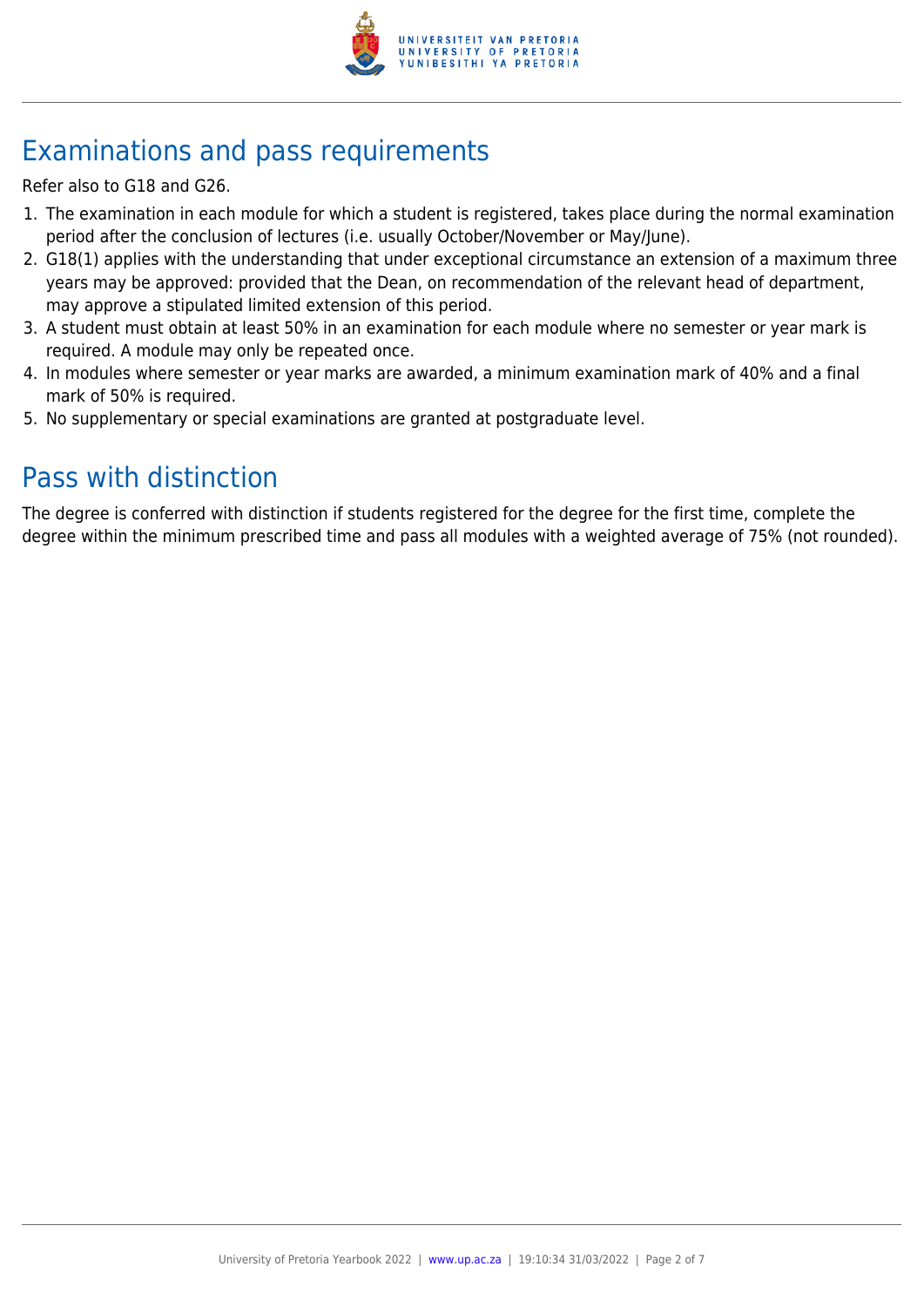## Examinations and pass requirements

Refer also to G18 and G26.

1. The examination in each module for which a student is registered, takes place during the normal examination period after the conclusion of lectures (i.e. usually October/November or May/June).
2. G18(1) applies with the understanding that under exceptional circumstance an extension of a maximum three years may be approved: provided that the Dean, on recommendation of the relevant head of department, may approve a stipulated limited extension of this period.
3. A student must obtain at least 50% in an examination for each module where no semester or year mark is required. A module may only be repeated once.
4. In modules where semester or year marks are awarded, a minimum examination mark of 40% and a final mark of 50% is required.
5. No supplementary or special examinations are granted at postgraduate level.

## Pass with distinction

The degree is conferred with distinction if students registered for the degree for the first time, complete the degree within the minimum prescribed time and pass all modules with a weighted average of 75% (not rounded).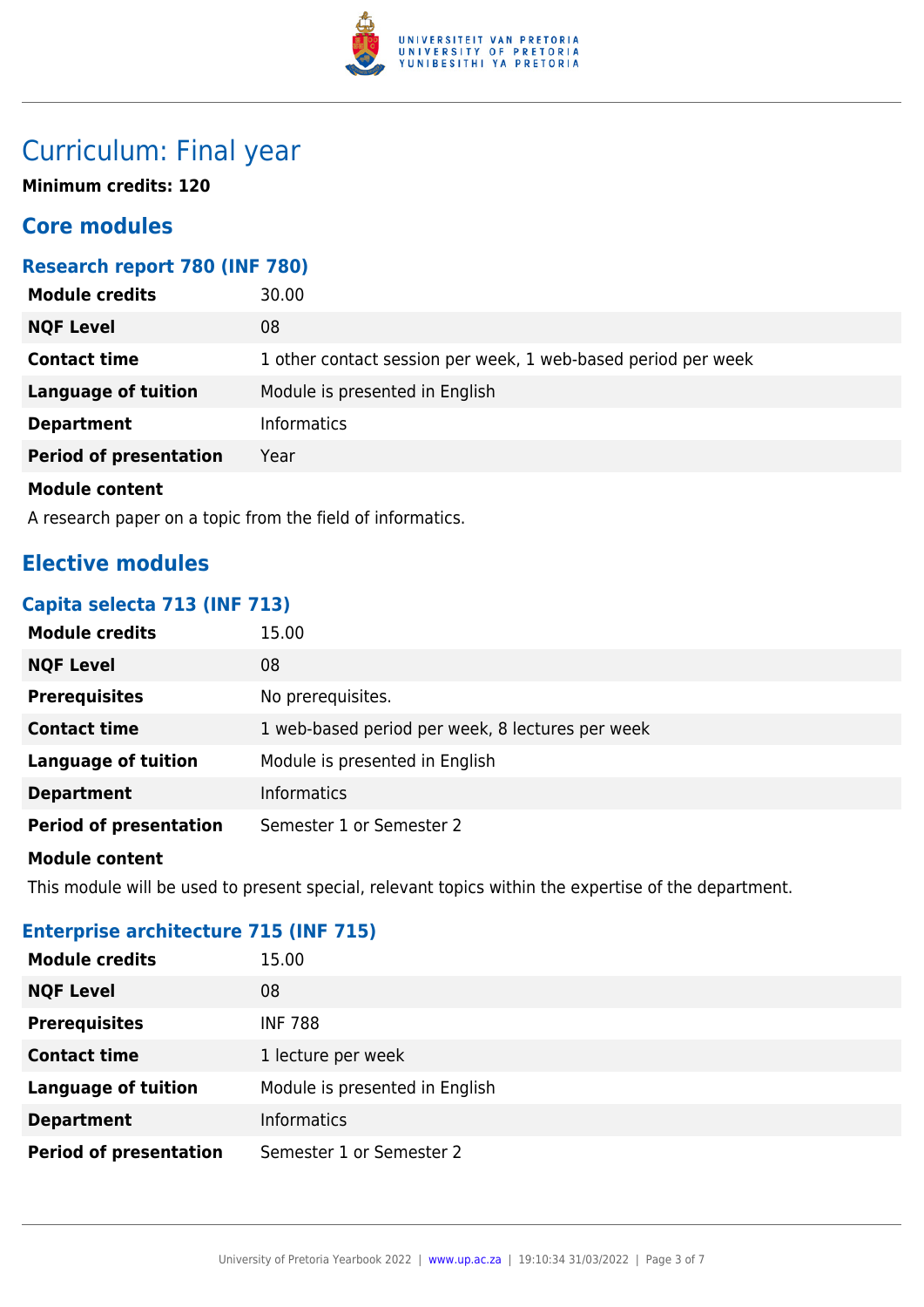# Curriculum: Final year

**Minimum credits: 120**

## Core modules

### Research report 780 (INF 780)

| | |
|---|---|
| **Module credits** | 30.00 |
| **NQF Level** | 08 |
| **Contact time** | 1 other contact session per week, 1 web-based period per week |
| **Language of tuition** | Module is presented in English |
| **Department** | Informatics |
| **Period of presentation** | Year |

**Module content**

A research paper on a topic from the field of informatics.

## Elective modules

### Capita selecta 713 (INF 713)

| | |
|---|---|
| **Module credits** | 15.00 |
| **NQF Level** | 08 |
| **Prerequisites** | No prerequisites. |
| **Contact time** | 1 web-based period per week, 8 lectures per week |
| **Language of tuition** | Module is presented in English |
| **Department** | Informatics |
| **Period of presentation** | Semester 1 or Semester 2 |

**Module content**

This module will be used to present special, relevant topics within the expertise of the department.

### Enterprise architecture 715 (INF 715)

| | |
|---|---|
| **Module credits** | 15.00 |
| **NQF Level** | 08 |
| **Prerequisites** | INF 788 |
| **Contact time** | 1 lecture per week |
| **Language of tuition** | Module is presented in English |
| **Department** | Informatics |
| **Period of presentation** | Semester 1 or Semester 2 |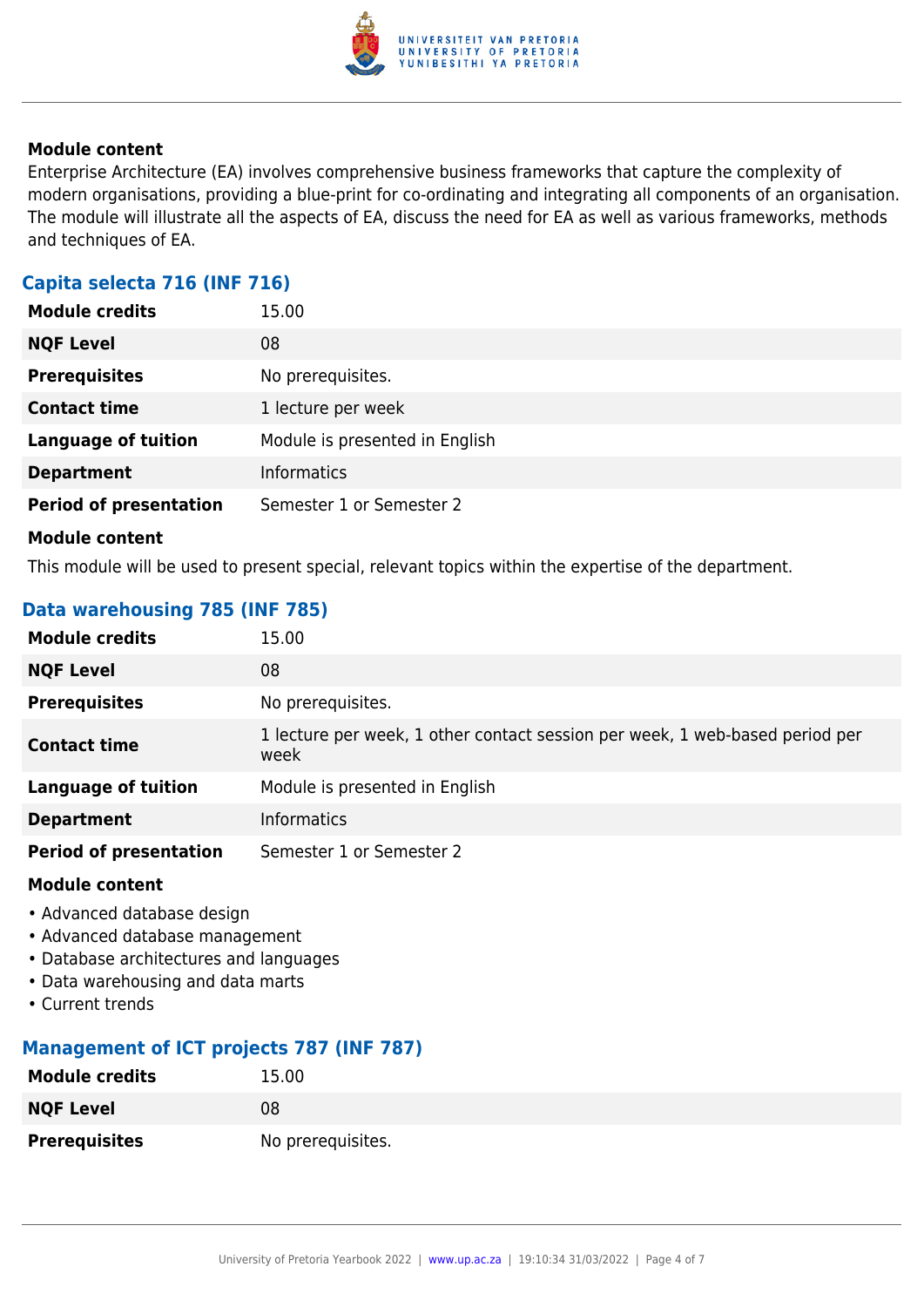#### Module content

Enterprise Architecture (EA) involves comprehensive business frameworks that capture the complexity of modern organisations, providing a blue-print for co-ordinating and integrating all components of an organisation. The module will illustrate all the aspects of EA, discuss the need for EA as well as various frameworks, methods and techniques of EA.

### Capita selecta 716 (INF 716)

| | |
|---|---|
| **Module credits** | 15.00 |
| **NQF Level** | 08 |
| **Prerequisites** | No prerequisites. |
| **Contact time** | 1 lecture per week |
| **Language of tuition** | Module is presented in English |
| **Department** | Informatics |
| **Period of presentation** | Semester 1 or Semester 2 |

#### Module content

This module will be used to present special, relevant topics within the expertise of the department.

### Data warehousing 785 (INF 785)

| | |
|---|---|
| **Module credits** | 15.00 |
| **NQF Level** | 08 |
| **Prerequisites** | No prerequisites. |
| **Contact time** | 1 lecture per week, 1 other contact session per week, 1 web-based period per week |
| **Language of tuition** | Module is presented in English |
| **Department** | Informatics |
| **Period of presentation** | Semester 1 or Semester 2 |

#### Module content

- Advanced database design
- Advanced database management
- Database architectures and languages
- Data warehousing and data marts
- Current trends

### Management of ICT projects 787 (INF 787)

| | |
|---|---|
| **Module credits** | 15.00 |
| **NQF Level** | 08 |
| **Prerequisites** | No prerequisites. |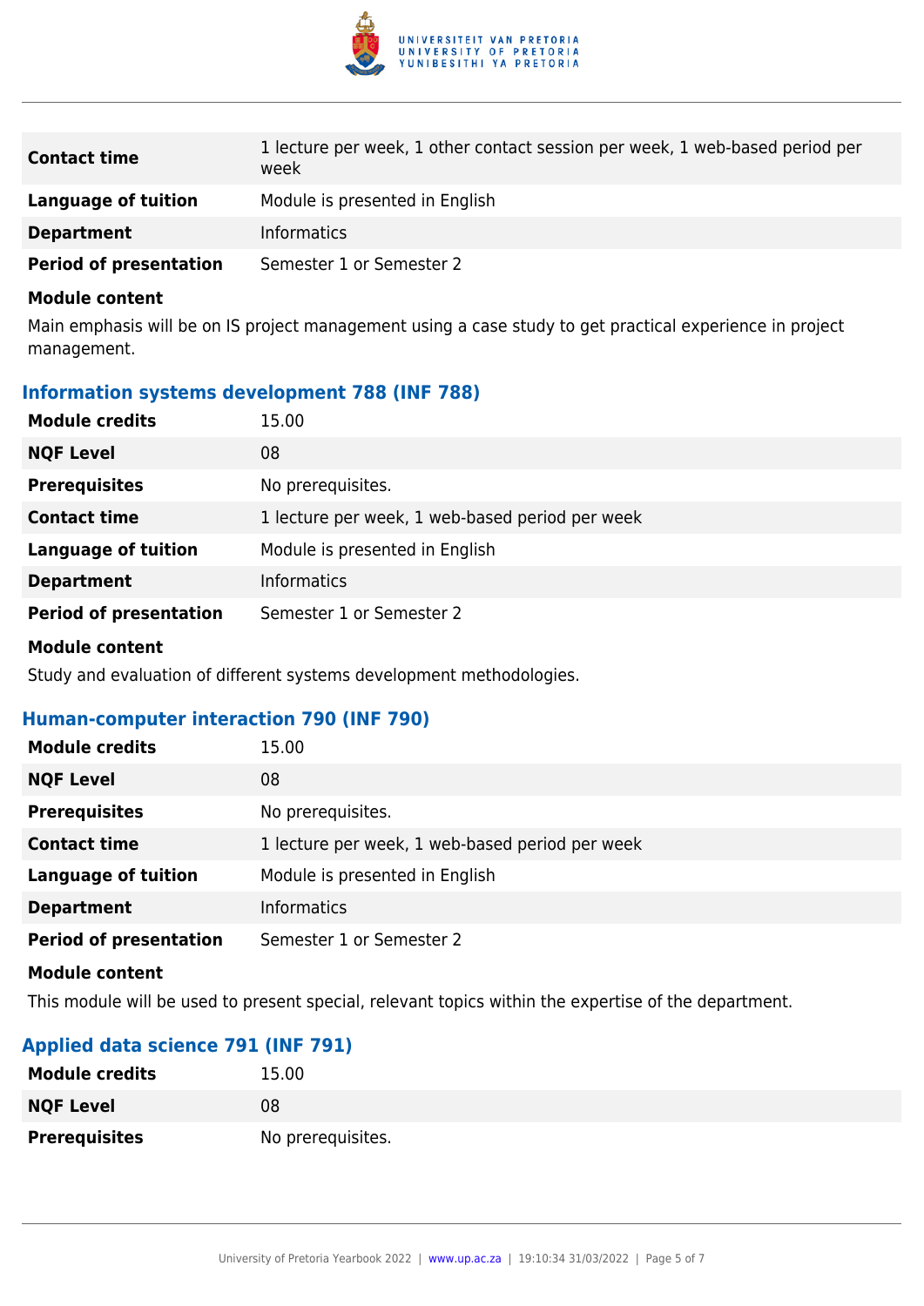| | |
|---|---|
| **Contact time** | 1 lecture per week, 1 other contact session per week, 1 web-based period per week |
| **Language of tuition** | Module is presented in English |
| **Department** | Informatics |
| **Period of presentation** | Semester 1 or Semester 2 |

**Module content**

Main emphasis will be on IS project management using a case study to get practical experience in project management.

### Information systems development 788 (INF 788)

| | |
|---|---|
| **Module credits** | 15.00 |
| **NQF Level** | 08 |
| **Prerequisites** | No prerequisites. |
| **Contact time** | 1 lecture per week, 1 web-based period per week |
| **Language of tuition** | Module is presented in English |
| **Department** | Informatics |
| **Period of presentation** | Semester 1 or Semester 2 |

**Module content**

Study and evaluation of different systems development methodologies.

### Human-computer interaction 790 (INF 790)

| | |
|---|---|
| **Module credits** | 15.00 |
| **NQF Level** | 08 |
| **Prerequisites** | No prerequisites. |
| **Contact time** | 1 lecture per week, 1 web-based period per week |
| **Language of tuition** | Module is presented in English |
| **Department** | Informatics |
| **Period of presentation** | Semester 1 or Semester 2 |

**Module content**

This module will be used to present special, relevant topics within the expertise of the department.

### Applied data science 791 (INF 791)

| | |
|---|---|
| **Module credits** | 15.00 |
| **NQF Level** | 08 |
| **Prerequisites** | No prerequisites. |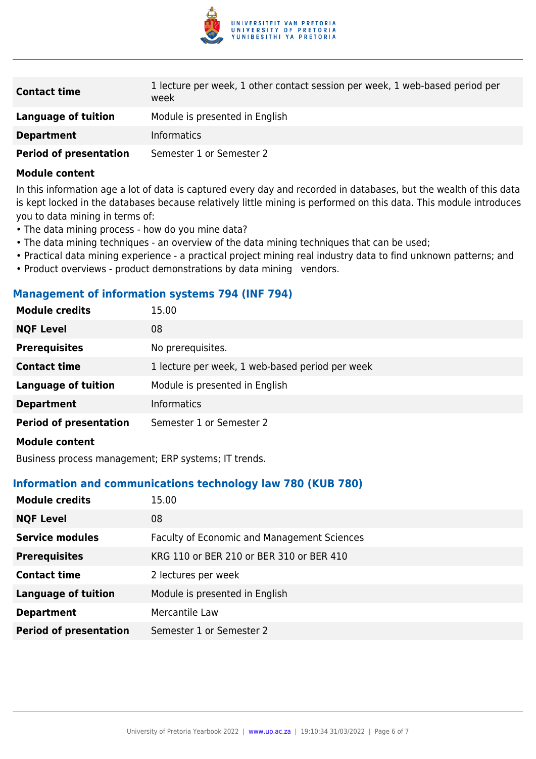| | |
|---|---|
| **Contact time** | 1 lecture per week, 1 other contact session per week, 1 web-based period per week |
| **Language of tuition** | Module is presented in English |
| **Department** | Informatics |
| **Period of presentation** | Semester 1 or Semester 2 |

**Module content**

In this information age a lot of data is captured every day and recorded in databases, but the wealth of this data is kept locked in the databases because relatively little mining is performed on this data. This module introduces you to data mining in terms of:

- The data mining process - how do you mine data?
- The data mining techniques - an overview of the data mining techniques that can be used;
- Practical data mining experience - a practical project mining real industry data to find unknown patterns; and
- Product overviews - product demonstrations by data mining vendors.

### Management of information systems 794 (INF 794)

| | |
|---|---|
| **Module credits** | 15.00 |
| **NQF Level** | 08 |
| **Prerequisites** | No prerequisites. |
| **Contact time** | 1 lecture per week, 1 web-based period per week |
| **Language of tuition** | Module is presented in English |
| **Department** | Informatics |
| **Period of presentation** | Semester 1 or Semester 2 |

**Module content**

Business process management; ERP systems; IT trends.

### Information and communications technology law 780 (KUB 780)

| | |
|---|---|
| **Module credits** | 15.00 |
| **NQF Level** | 08 |
| **Service modules** | Faculty of Economic and Management Sciences |
| **Prerequisites** | KRG 110 or BER 210 or BER 310 or BER 410 |
| **Contact time** | 2 lectures per week |
| **Language of tuition** | Module is presented in English |
| **Department** | Mercantile Law |
| **Period of presentation** | Semester 1 or Semester 2 |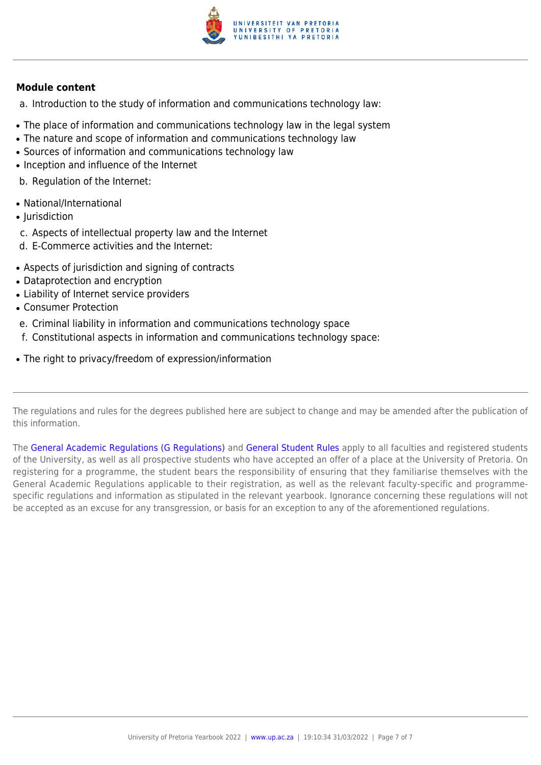**Module content**

a. Introduction to the study of information and communications technology law:

- The place of information and communications technology law in the legal system
- The nature and scope of information and communications technology law
- Sources of information and communications technology law
- Inception and influence of the Internet

b. Regulation of the Internet:

- National/International
- Jurisdiction

c. Aspects of intellectual property law and the Internet

d. E-Commerce activities and the Internet:

- Aspects of jurisdiction and signing of contracts
- Dataprotection and encryption
- Liability of Internet service providers
- Consumer Protection

e. Criminal liability in information and communications technology space

f. Constitutional aspects in information and communications technology space:

- The right to privacy/freedom of expression/information

---

The regulations and rules for the degrees published here are subject to change and may be amended after the publication of this information.

The General Academic Regulations (G Regulations) and General Student Rules apply to all faculties and registered students of the University, as well as all prospective students who have accepted an offer of a place at the University of Pretoria. On registering for a programme, the student bears the responsibility of ensuring that they familiarise themselves with the General Academic Regulations applicable to their registration, as well as the relevant faculty-specific and programme-specific regulations and information as stipulated in the relevant yearbook. Ignorance concerning these regulations will not be accepted as an excuse for any transgression, or basis for an exception to any of the aforementioned regulations.